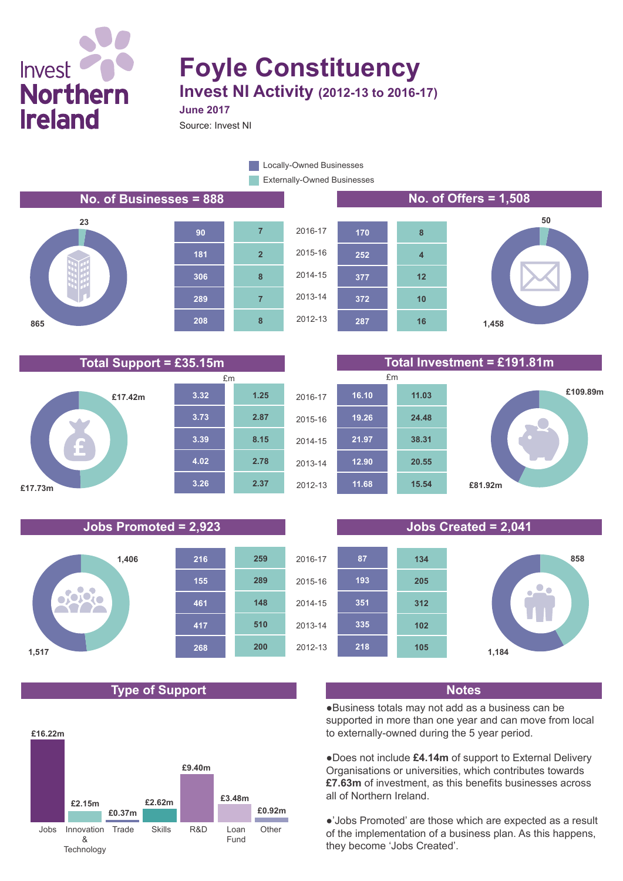Invest Northern Ireland

# Foyle Constituency

## Invest NI Activity (2012-13 to 2016-17)

**June 2017**

Source: Invest NI

Legend: Locally-Owned Businesses; Externally-Owned Businesses

## No. of Businesses = 888

Locally-Owned: 865; Externally-Owned: 23

## No. of Offers = 1,508

Locally-Owned: 1,458; Externally-Owned: 50

| Year | Businesses: Locally-Owned | Businesses: Externally-Owned | Offers: Locally-Owned | Offers: Externally-Owned |
|---|---|---|---|---|
| 2016-17 | 90 | 7 | 170 | 8 |
| 2015-16 | 181 | 2 | 252 | 4 |
| 2014-15 | 306 | 8 | 377 | 12 |
| 2013-14 | 289 | 7 | 372 | 10 |
| 2012-13 | 208 | 8 | 287 | 16 |

## Total Support = £35.15m

Locally-Owned: £17.73m; Externally-Owned: £17.42m

## Total Investment = £191.81m

Locally-Owned: £81.92m; Externally-Owned: £109.89m

| Year | Support (£m): Locally-Owned | Support (£m): Externally-Owned | Investment (£m): Locally-Owned | Investment (£m): Externally-Owned |
|---|---|---|---|---|
| 2016-17 | 3.32 | 1.25 | 16.10 | 11.03 |
| 2015-16 | 3.73 | 2.87 | 19.26 | 24.48 |
| 2014-15 | 3.39 | 8.15 | 21.97 | 38.31 |
| 2013-14 | 4.02 | 2.78 | 12.90 | 20.55 |
| 2012-13 | 3.26 | 2.37 | 11.68 | 15.54 |

## Jobs Promoted = 2,923

Locally-Owned: 1,517; Externally-Owned: 1,406

## Jobs Created = 2,041

Locally-Owned: 1,184; Externally-Owned: 858

| Year | Jobs Promoted: Locally-Owned | Jobs Promoted: Externally-Owned | Jobs Created: Locally-Owned | Jobs Created: Externally-Owned |
|---|---|---|---|---|
| 2016-17 | 216 | 259 | 87 | 134 |
| 2015-16 | 155 | 289 | 193 | 205 |
| 2014-15 | 461 | 148 | 351 | 312 |
| 2013-14 | 417 | 510 | 335 | 102 |
| 2012-13 | 268 | 200 | 218 | 105 |

## Type of Support

| Type | Amount |
|---|---|
| Jobs | £16.22m |
| Innovation & Technology | £2.15m |
| Trade | £0.37m |
| Skills | £2.62m |
| R&D | £9.40m |
| Loan Fund | £3.48m |
| Other | £0.92m |

## Notes

- Business totals may not add as a business can be supported in more than one year and can move from local to externally-owned during the 5 year period.
- Does not include **£4.14m** of support to External Delivery Organisations or universities, which contributes towards **£7.63m** of investment, as this benefits businesses across all of Northern Ireland.
- 'Jobs Promoted' are those which are expected as a result of the implementation of a business plan. As this happens, they become 'Jobs Created'.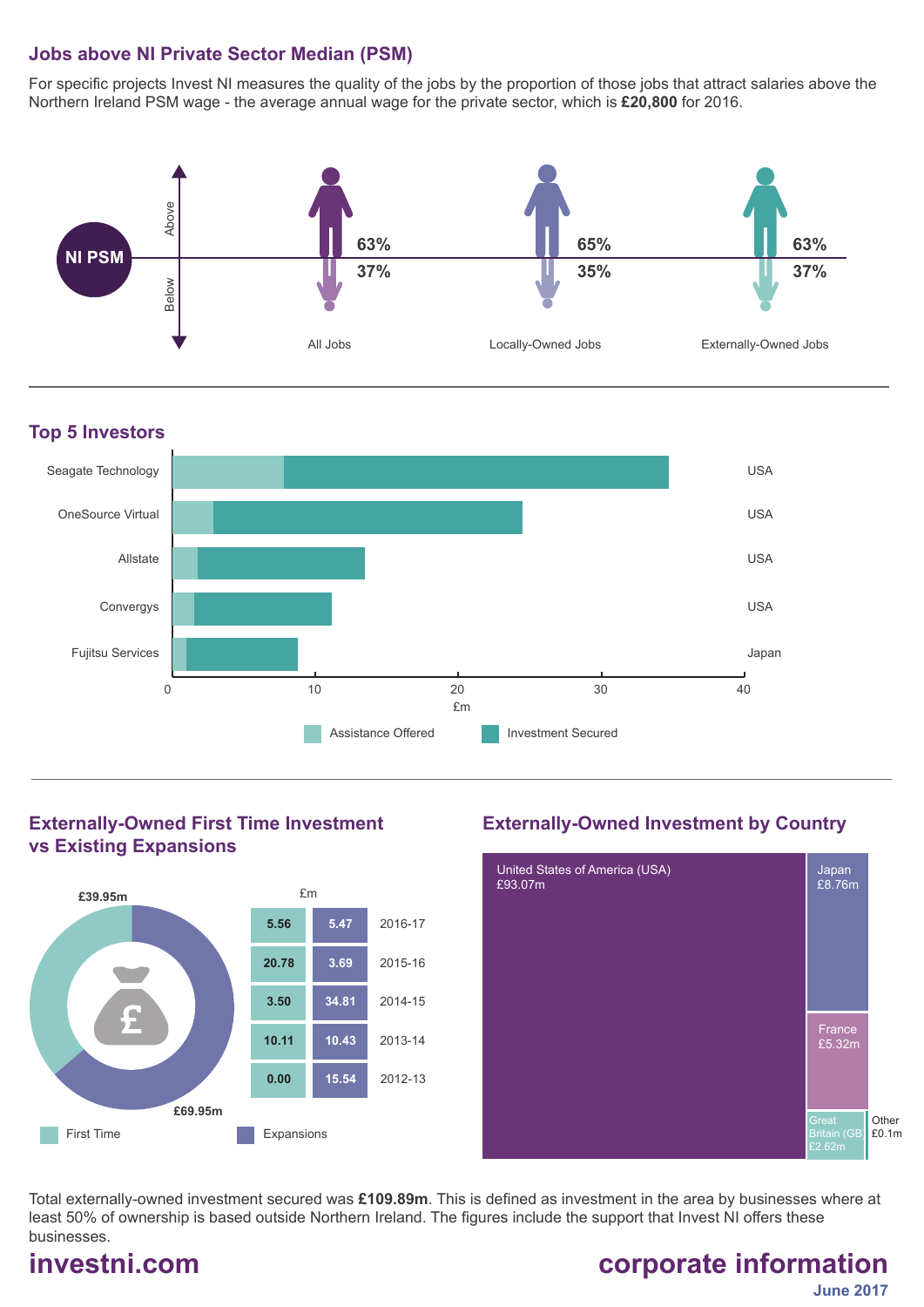## Jobs above NI Private Sector Median (PSM)

For specific projects Invest NI measures the quality of the jobs by the proportion of those jobs that attract salaries above the Northern Ireland PSM wage - the average annual wage for the private sector, which is **£20,800** for 2016.

NI PSM

Above

Below

63%
37%
All Jobs

65%
35%
Locally-Owned Jobs

63%
37%
Externally-Owned Jobs

## Top 5 Investors

Seagate Technology — USA
OneSource Virtual — USA
Allstate — USA
Convergys — USA
Fujitsu Services — Japan

0 10 20 30 40
£m

Assistance Offered
Investment Secured

## Externally-Owned First Time Investment vs Existing Expansions

£39.95m

£69.95m

First Time
Expansions

£m
5.56 5.47 2016-17
20.78 3.69 2015-16
3.50 34.81 2014-15
10.11 10.43 2013-14
0.00 15.54 2012-13

## Externally-Owned Investment by Country

United States of America (USA) £93.07m
Japan £8.76m
France £5.32m
Great Britain (GB) £2.62m
Other £0.1m

Total externally-owned investment secured was **£109.89m**. This is defined as investment in the area by businesses where at least 50% of ownership is based outside Northern Ireland. The figures include the support that Invest NI offers these businesses.

**investni.com**

**corporate information**

**June 2017**